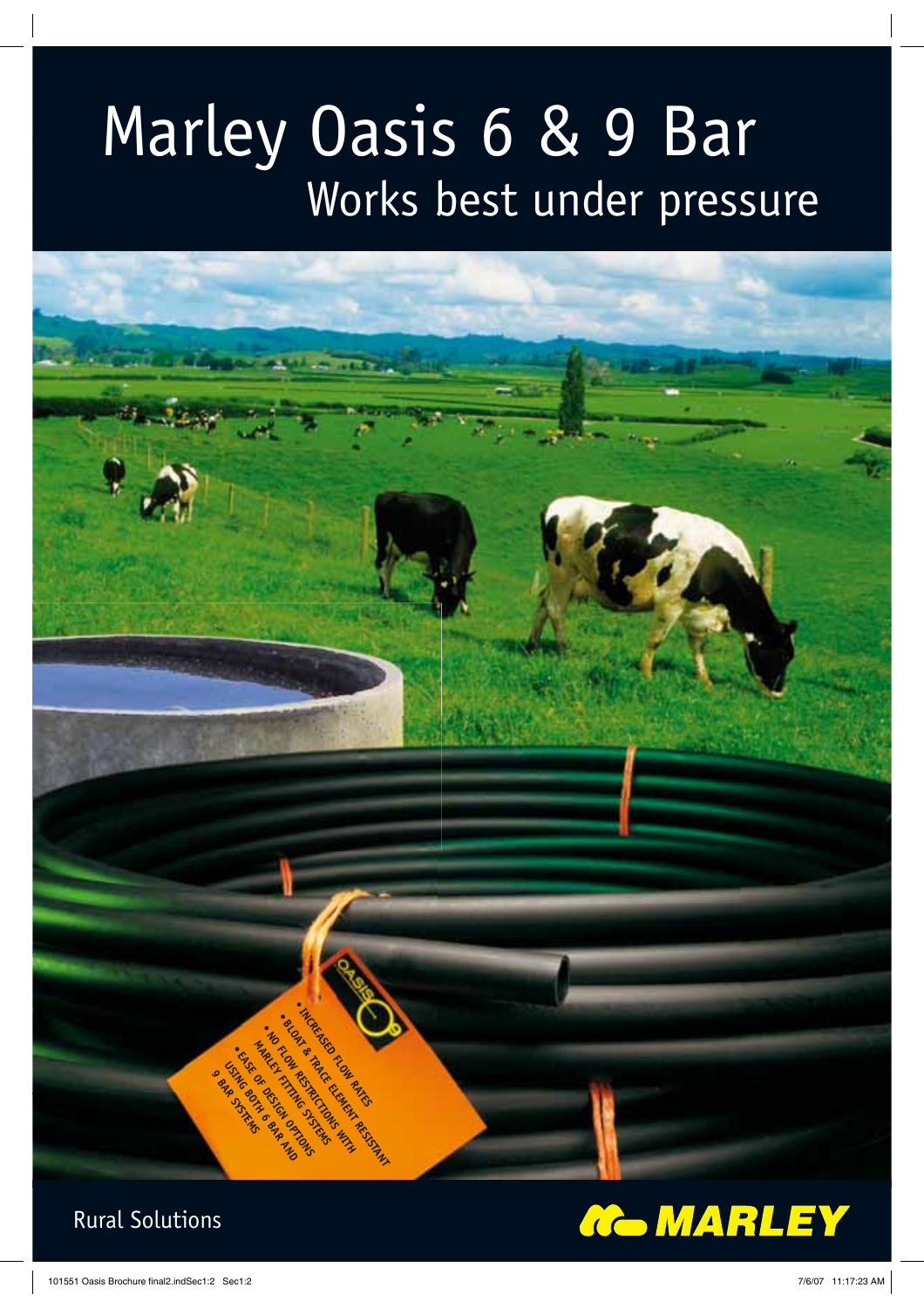# Marley Oasis 6 & 9 Bar

## Works best under pressure

- INCREASED FLOW RATES
- BLOAT & TRACE ELEMENT RESISTANT
- NO FLOW RESTRICTIONS WITH MARLEY FITTING SYSTEMS
- EASE OF DESIGN OPTIONS USING BOTH 6 BAR AND 9 BAR SYSTEMS

Rural Solutions

MARLEY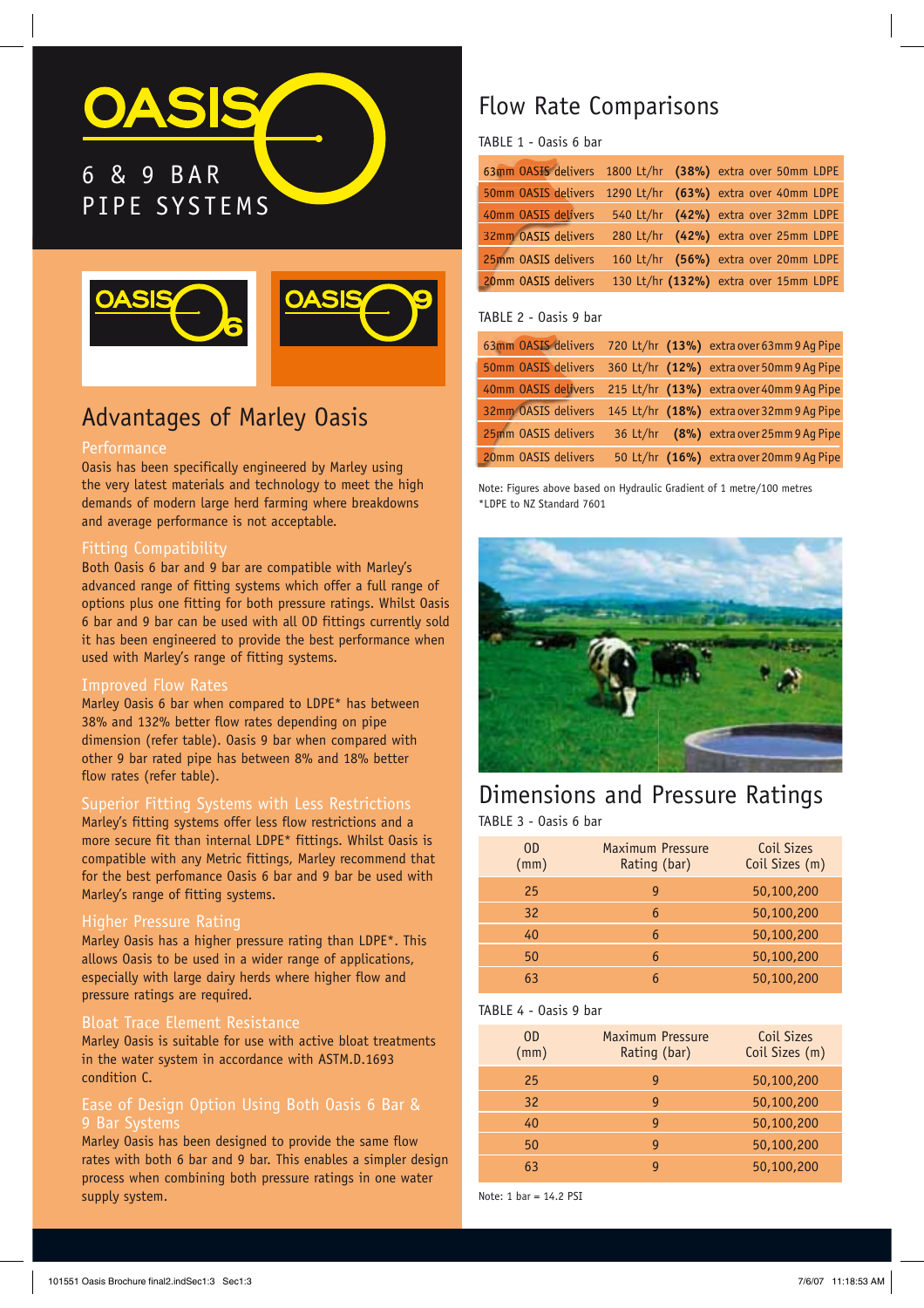# OASIS

6 & 9 BAR PIPE SYSTEMS

## Advantages of Marley Oasis

### Performance

Oasis has been specifically engineered by Marley using the very latest materials and technology to meet the high demands of modern large herd farming where breakdowns and average performance is not acceptable.

### Fitting Compatibility

Both Oasis 6 bar and 9 bar are compatible with Marley's advanced range of fitting systems which offer a full range of options plus one fitting for both pressure ratings. Whilst Oasis 6 bar and 9 bar can be used with all OD fittings currently sold it has been engineered to provide the best performance when used with Marley's range of fitting systems.

### Improved Flow Rates

Marley Oasis 6 bar when compared to LDPE* has between 38% and 132% better flow rates depending on pipe dimension (refer table). Oasis 9 bar when compared with other 9 bar rated pipe has between 8% and 18% better flow rates (refer table).

### Superior Fitting Systems with Less Restrictions

Marley's fitting systems offer less flow restrictions and a more secure fit than internal LDPE* fittings. Whilst Oasis is compatible with any Metric fittings, Marley recommend that for the best perfomance Oasis 6 bar and 9 bar be used with Marley's range of fitting systems.

### Higher Pressure Rating

Marley Oasis has a higher pressure rating than LDPE*. This allows Oasis to be used in a wider range of applications, especially with large dairy herds where higher flow and pressure ratings are required.

### Bloat Trace Element Resistance

Marley Oasis is suitable for use with active bloat treatments in the water system in accordance with ASTM.D.1693 condition C.

### Ease of Design Option Using Both Oasis 6 Bar & 9 Bar Systems

Marley Oasis has been designed to provide the same flow rates with both 6 bar and 9 bar. This enables a simpler design process when combining both pressure ratings in one water supply system.

## Flow Rate Comparisons

TABLE 1 - Oasis 6 bar

| | | | |
|---|---|---|---|
| 63mm OASIS delivers | 1800 Lt/hr | **(38%)** | extra over 50mm LDPE |
| 50mm OASIS delivers | 1290 Lt/hr | **(63%)** | extra over 40mm LDPE |
| 40mm OASIS delivers | 540 Lt/hr | **(42%)** | extra over 32mm LDPE |
| 32mm OASIS delivers | 280 Lt/hr | **(42%)** | extra over 25mm LDPE |
| 25mm OASIS delivers | 160 Lt/hr | **(56%)** | extra over 20mm LDPE |
| 20mm OASIS delivers | 130 Lt/hr | **(132%)** | extra over 15mm LDPE |

TABLE 2 - Oasis 9 bar

| | | | |
|---|---|---|---|
| 63mm OASIS delivers | 720 Lt/hr | **(13%)** | extra over 63mm 9 Ag Pipe |
| 50mm OASIS delivers | 360 Lt/hr | **(12%)** | extra over 50mm 9 Ag Pipe |
| 40mm OASIS delivers | 215 Lt/hr | **(13%)** | extra over 40mm 9 Ag Pipe |
| 32mm OASIS delivers | 145 Lt/hr | **(18%)** | extra over 32mm 9 Ag Pipe |
| 25mm OASIS delivers | 36 Lt/hr | **(8%)** | extra over 25mm 9 Ag Pipe |
| 20mm OASIS delivers | 50 Lt/hr | **(16%)** | extra over 20mm 9 Ag Pipe |

Note: Figures above based on Hydraulic Gradient of 1 metre/100 metres
*LDPE to NZ Standard 7601

## Dimensions and Pressure Ratings

TABLE 3 - Oasis 6 bar

| OD (mm) | Maximum Pressure Rating (bar) | Coil Sizes Coil Sizes (m) |
|---|---|---|
| 25 | 9 | 50,100,200 |
| 32 | 6 | 50,100,200 |
| 40 | 6 | 50,100,200 |
| 50 | 6 | 50,100,200 |
| 63 | 6 | 50,100,200 |

TABLE 4 - Oasis 9 bar

| OD (mm) | Maximum Pressure Rating (bar) | Coil Sizes Coil Sizes (m) |
|---|---|---|
| 25 | 9 | 50,100,200 |
| 32 | 9 | 50,100,200 |
| 40 | 9 | 50,100,200 |
| 50 | 9 | 50,100,200 |
| 63 | 9 | 50,100,200 |

Note: 1 bar = 14.2 PSI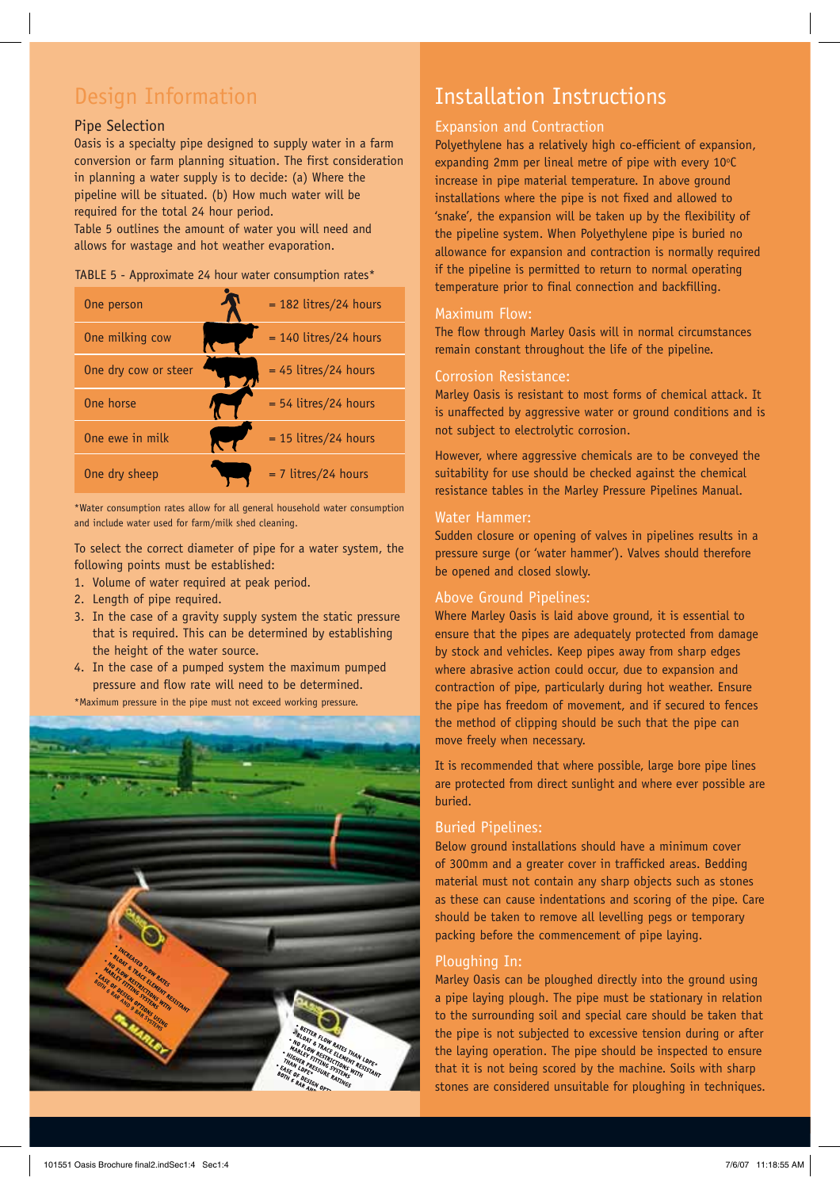# Design Information

## Pipe Selection

Oasis is a specialty pipe designed to supply water in a farm conversion or farm planning situation. The first consideration in planning a water supply is to decide: (a) Where the pipeline will be situated. (b) How much water will be required for the total 24 hour period.

Table 5 outlines the amount of water you will need and allows for wastage and hot weather evaporation.

TABLE 5 - Approximate 24 hour water consumption rates*

| | |
|---|---|
| One person | = 182 litres/24 hours |
| One milking cow | = 140 litres/24 hours |
| One dry cow or steer | = 45 litres/24 hours |
| One horse | = 54 litres/24 hours |
| One ewe in milk | = 15 litres/24 hours |
| One dry sheep | = 7 litres/24 hours |

*Water consumption rates allow for all general household water consumption and include water used for farm/milk shed cleaning.

To select the correct diameter of pipe for a water system, the following points must be established:

1. Volume of water required at peak period.
2. Length of pipe required.
3. In the case of a gravity supply system the static pressure that is required. This can be determined by establishing the height of the water source.
4. In the case of a pumped system the maximum pumped pressure and flow rate will need to be determined.

*Maximum pressure in the pipe must not exceed working pressure.

# Installation Instructions

## Expansion and Contraction

Polyethylene has a relatively high co-efficient of expansion, expanding 2mm per lineal metre of pipe with every 10°C increase in pipe material temperature. In above ground installations where the pipe is not fixed and allowed to 'snake', the expansion will be taken up by the flexibility of the pipeline system. When Polyethylene pipe is buried no allowance for expansion and contraction is normally required if the pipeline is permitted to return to normal operating temperature prior to final connection and backfilling.

## Maximum Flow:

The flow through Marley Oasis will in normal circumstances remain constant throughout the life of the pipeline.

## Corrosion Resistance:

Marley Oasis is resistant to most forms of chemical attack. It is unaffected by aggressive water or ground conditions and is not subject to electrolytic corrosion.

However, where aggressive chemicals are to be conveyed the suitability for use should be checked against the chemical resistance tables in the Marley Pressure Pipelines Manual.

## Water Hammer:

Sudden closure or opening of valves in pipelines results in a pressure surge (or 'water hammer'). Valves should therefore be opened and closed slowly.

## Above Ground Pipelines:

Where Marley Oasis is laid above ground, it is essential to ensure that the pipes are adequately protected from damage by stock and vehicles. Keep pipes away from sharp edges where abrasive action could occur, due to expansion and contraction of pipe, particularly during hot weather. Ensure the pipe has freedom of movement, and if secured to fences the method of clipping should be such that the pipe can move freely when necessary.

It is recommended that where possible, large bore pipe lines are protected from direct sunlight and where ever possible are buried.

## Buried Pipelines:

Below ground installations should have a minimum cover of 300mm and a greater cover in trafficked areas. Bedding material must not contain any sharp objects such as stones as these can cause indentations and scoring of the pipe. Care should be taken to remove all levelling pegs or temporary packing before the commencement of pipe laying.

## Ploughing In:

Marley Oasis can be ploughed directly into the ground using a pipe laying plough. The pipe must be stationary in relation to the surrounding soil and special care should be taken that the pipe is not subjected to excessive tension during or after the laying operation. The pipe should be inspected to ensure that it is not being scored by the machine. Soils with sharp stones are considered unsuitable for ploughing in techniques.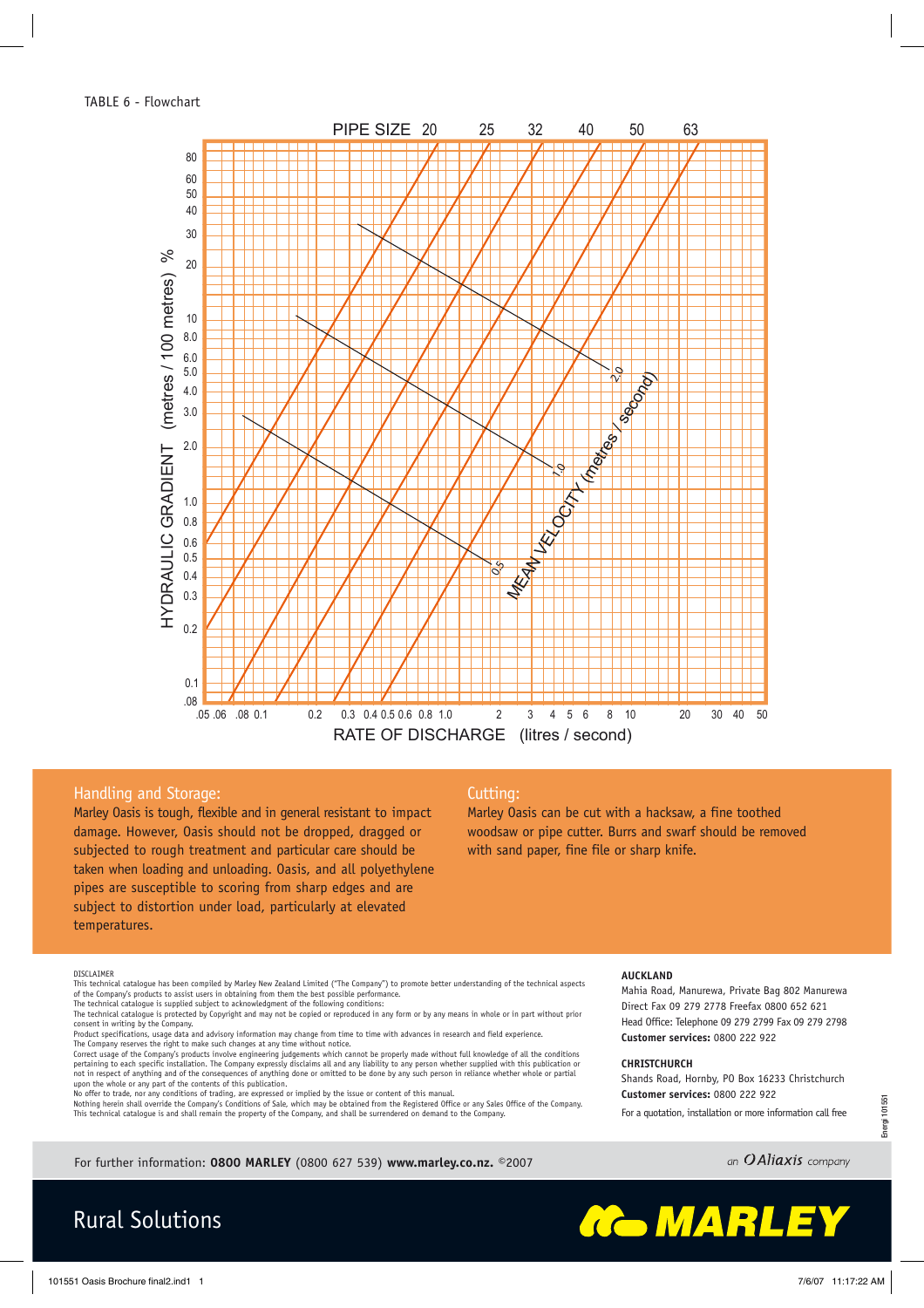TABLE 6 - Flowchart

PIPE SIZE 20 25 32 40 50 63

HYDRAULIC GRADIENT (metres / 100 metres) %

80
60
50
40
30
20
10
8.0
6.0
5.0
4.0
3.0
2.0
1.0
0.8
0.6
0.5
0.4
0.3
0.2
0.1
.08

MEAN VELOCITY (metres / second)

2.0
1.0
0.5

.05 .06 .08 0.1 0.2 0.3 0.4 0.5 0.6 0.8 1.0 2 3 4 5 6 8 10 20 30 40 50

RATE OF DISCHARGE (litres / second)

## Handling and Storage:

Marley Oasis is tough, flexible and in general resistant to impact damage. However, Oasis should not be dropped, dragged or subjected to rough treatment and particular care should be taken when loading and unloading. Oasis, and all polyethylene pipes are susceptible to scoring from sharp edges and are subject to distortion under load, particularly at elevated temperatures.

## Cutting:

Marley Oasis can be cut with a hacksaw, a fine toothed woodsaw or pipe cutter. Burrs and swarf should be removed with sand paper, fine file or sharp knife.

DISCLAIMER

This technical catalogue has been compiled by Marley New Zealand Limited ("The Company") to promote better understanding of the technical aspects of the Company's products to assist users in obtaining from them the best possible performance.
The technical catalogue is supplied subject to acknowledgment of the following conditions:
The technical catalogue is protected by Copyright and may not be copied or reproduced in any form or by any means in whole or in part without prior consent in writing by the Company.
Product specifications, usage data and advisory information may change from time to time with advances in research and field experience.
The Company reserves the right to make such changes at any time without notice.
Correct usage of the Company's products involve engineering judgements which cannot be properly made without full knowledge of all the conditions pertaining to each specific installation. The Company expressly disclaims all and any liability to any person whether supplied with this publication or not in respect of anything and of the consequences of anything done or omitted to be done by any such person in reliance whether whole or partial upon the whole or any part of the contents of this publication.
No offer to trade, nor any conditions of trading, are expressed or implied by the issue or content of this manual.
Nothing herein shall override the Company's Conditions of Sale, which may be obtained from the Registered Office or any Sales Office of the Company.
This technical catalogue is and shall remain the property of the Company, and shall be surrendered on demand to the Company.

**AUCKLAND**
Mahia Road, Manurewa, Private Bag 802 Manurewa
Direct Fax 09 279 2778 Freefax 0800 652 621
Head Office: Telephone 09 279 2799 Fax 09 279 2798
**Customer services:** 0800 222 922

**CHRISTCHURCH**
Shands Road, Hornby, PO Box 16233 Christchurch
**Customer services:** 0800 222 922

For a quotation, installation or more information call free

Energi 101551

For further information: **0800 MARLEY** (0800 627 539) **www.marley.co.nz.** ©2007

an Aliaxis company

Rural Solutions

MARLEY